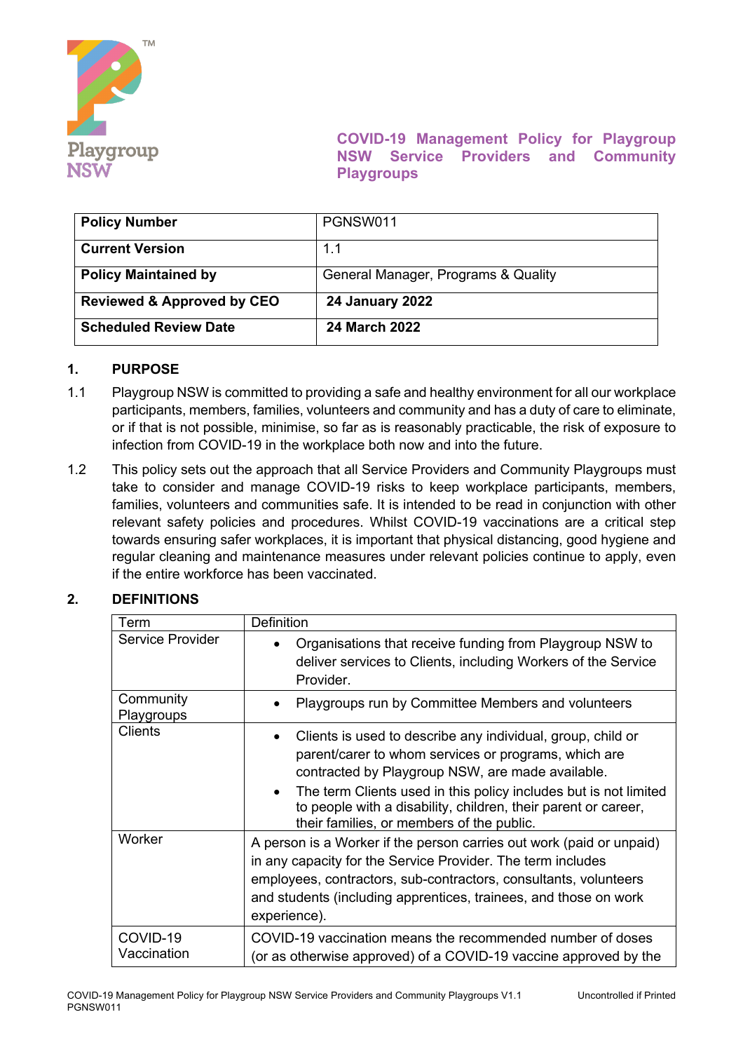# COVID-19 Management Policy for Playgroup NSW Service Providers and Community Playgroups

| | |
|---|---|
| **Policy Number** | PGNSW011 |
| **Current Version** | 1.1 |
| **Policy Maintained by** | General Manager, Programs & Quality |
| **Reviewed & Approved by CEO** | **24 January 2022** |
| **Scheduled Review Date** | **24 March 2022** |

## 1. PURPOSE

1.1 Playgroup NSW is committed to providing a safe and healthy environment for all our workplace participants, members, families, volunteers and community and has a duty of care to eliminate, or if that is not possible, minimise, so far as is reasonably practicable, the risk of exposure to infection from COVID-19 in the workplace both now and into the future.

1.2 This policy sets out the approach that all Service Providers and Community Playgroups must take to consider and manage COVID-19 risks to keep workplace participants, members, families, volunteers and communities safe. It is intended to be read in conjunction with other relevant safety policies and procedures. Whilst COVID-19 vaccinations are a critical step towards ensuring safer workplaces, it is important that physical distancing, good hygiene and regular cleaning and maintenance measures under relevant policies continue to apply, even if the entire workforce has been vaccinated.

## 2. DEFINITIONS

| Term | Definition |
|---|---|
| Service Provider | • Organisations that receive funding from Playgroup NSW to deliver services to Clients, including Workers of the Service Provider. |
| Community Playgroups | • Playgroups run by Committee Members and volunteers |
| Clients | • Clients is used to describe any individual, group, child or parent/carer to whom services or programs, which are contracted by Playgroup NSW, are made available.<br>• The term Clients used in this policy includes but is not limited to people with a disability, children, their parent or career, their families, or members of the public. |
| Worker | A person is a Worker if the person carries out work (paid or unpaid) in any capacity for the Service Provider. The term includes employees, contractors, sub-contractors, consultants, volunteers and students (including apprentices, trainees, and those on work experience). |
| COVID-19 Vaccination | COVID-19 vaccination means the recommended number of doses (or as otherwise approved) of a COVID-19 vaccine approved by the |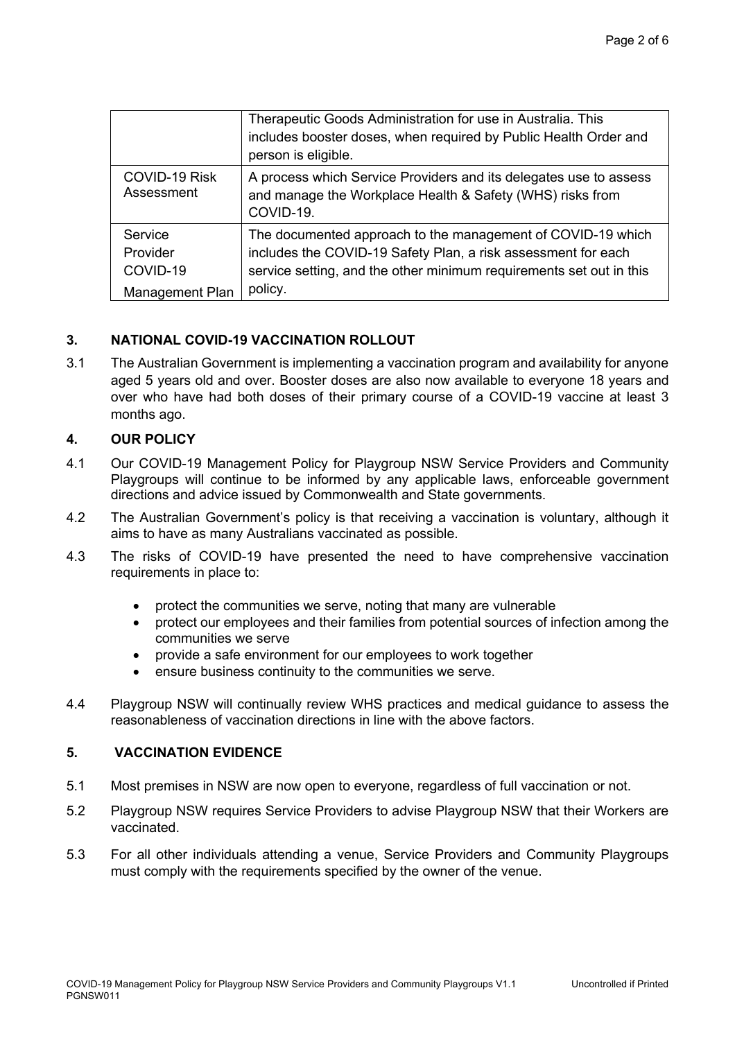| | |
|---|---|
| | Therapeutic Goods Administration for use in Australia. This includes booster doses, when required by Public Health Order and person is eligible. |
| COVID-19 Risk Assessment | A process which Service Providers and its delegates use to assess and manage the Workplace Health & Safety (WHS) risks from COVID-19. |
| Service Provider COVID-19 Management Plan | The documented approach to the management of COVID-19 which includes the COVID-19 Safety Plan, a risk assessment for each service setting, and the other minimum requirements set out in this policy. |

## 3. NATIONAL COVID-19 VACCINATION ROLLOUT

3.1 The Australian Government is implementing a vaccination program and availability for anyone aged 5 years old and over. Booster doses are also now available to everyone 18 years and over who have had both doses of their primary course of a COVID-19 vaccine at least 3 months ago.

## 4. OUR POLICY

4.1 Our COVID-19 Management Policy for Playgroup NSW Service Providers and Community Playgroups will continue to be informed by any applicable laws, enforceable government directions and advice issued by Commonwealth and State governments.

4.2 The Australian Government's policy is that receiving a vaccination is voluntary, although it aims to have as many Australians vaccinated as possible.

4.3 The risks of COVID-19 have presented the need to have comprehensive vaccination requirements in place to:

- protect the communities we serve, noting that many are vulnerable
- protect our employees and their families from potential sources of infection among the communities we serve
- provide a safe environment for our employees to work together
- ensure business continuity to the communities we serve.

4.4 Playgroup NSW will continually review WHS practices and medical guidance to assess the reasonableness of vaccination directions in line with the above factors.

## 5. VACCINATION EVIDENCE

5.1 Most premises in NSW are now open to everyone, regardless of full vaccination or not.

5.2 Playgroup NSW requires Service Providers to advise Playgroup NSW that their Workers are vaccinated.

5.3 For all other individuals attending a venue, Service Providers and Community Playgroups must comply with the requirements specified by the owner of the venue.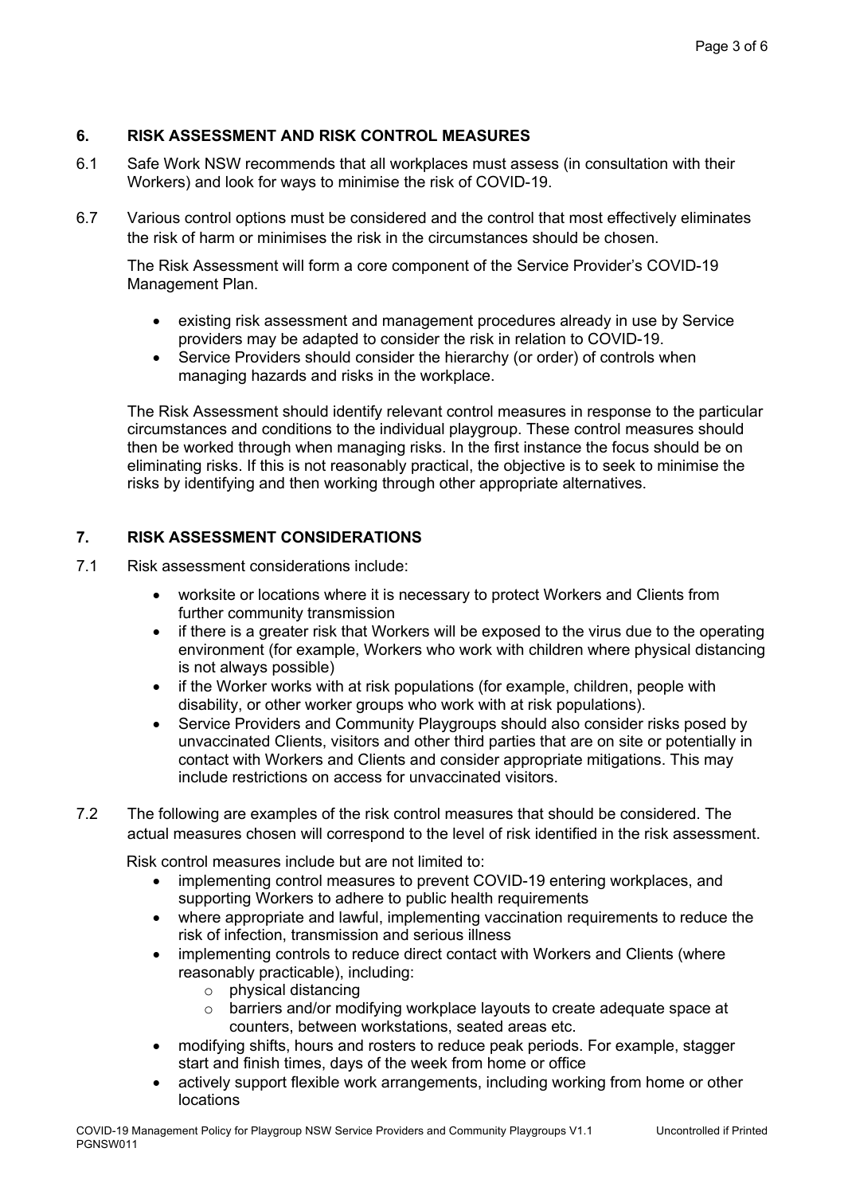## 6. RISK ASSESSMENT AND RISK CONTROL MEASURES

6.1 Safe Work NSW recommends that all workplaces must assess (in consultation with their Workers) and look for ways to minimise the risk of COVID-19.

6.7 Various control options must be considered and the control that most effectively eliminates the risk of harm or minimises the risk in the circumstances should be chosen.

The Risk Assessment will form a core component of the Service Provider's COVID-19 Management Plan.

- existing risk assessment and management procedures already in use by Service providers may be adapted to consider the risk in relation to COVID-19.
- Service Providers should consider the hierarchy (or order) of controls when managing hazards and risks in the workplace.

The Risk Assessment should identify relevant control measures in response to the particular circumstances and conditions to the individual playgroup. These control measures should then be worked through when managing risks. In the first instance the focus should be on eliminating risks. If this is not reasonably practical, the objective is to seek to minimise the risks by identifying and then working through other appropriate alternatives.

## 7. RISK ASSESSMENT CONSIDERATIONS

7.1 Risk assessment considerations include:

- worksite or locations where it is necessary to protect Workers and Clients from further community transmission
- if there is a greater risk that Workers will be exposed to the virus due to the operating environment (for example, Workers who work with children where physical distancing is not always possible)
- if the Worker works with at risk populations (for example, children, people with disability, or other worker groups who work with at risk populations).
- Service Providers and Community Playgroups should also consider risks posed by unvaccinated Clients, visitors and other third parties that are on site or potentially in contact with Workers and Clients and consider appropriate mitigations. This may include restrictions on access for unvaccinated visitors.

7.2 The following are examples of the risk control measures that should be considered. The actual measures chosen will correspond to the level of risk identified in the risk assessment.

Risk control measures include but are not limited to:

- implementing control measures to prevent COVID-19 entering workplaces, and supporting Workers to adhere to public health requirements
- where appropriate and lawful, implementing vaccination requirements to reduce the risk of infection, transmission and serious illness
- implementing controls to reduce direct contact with Workers and Clients (where reasonably practicable), including:
  - physical distancing
  - barriers and/or modifying workplace layouts to create adequate space at counters, between workstations, seated areas etc.
- modifying shifts, hours and rosters to reduce peak periods. For example, stagger start and finish times, days of the week from home or office
- actively support flexible work arrangements, including working from home or other locations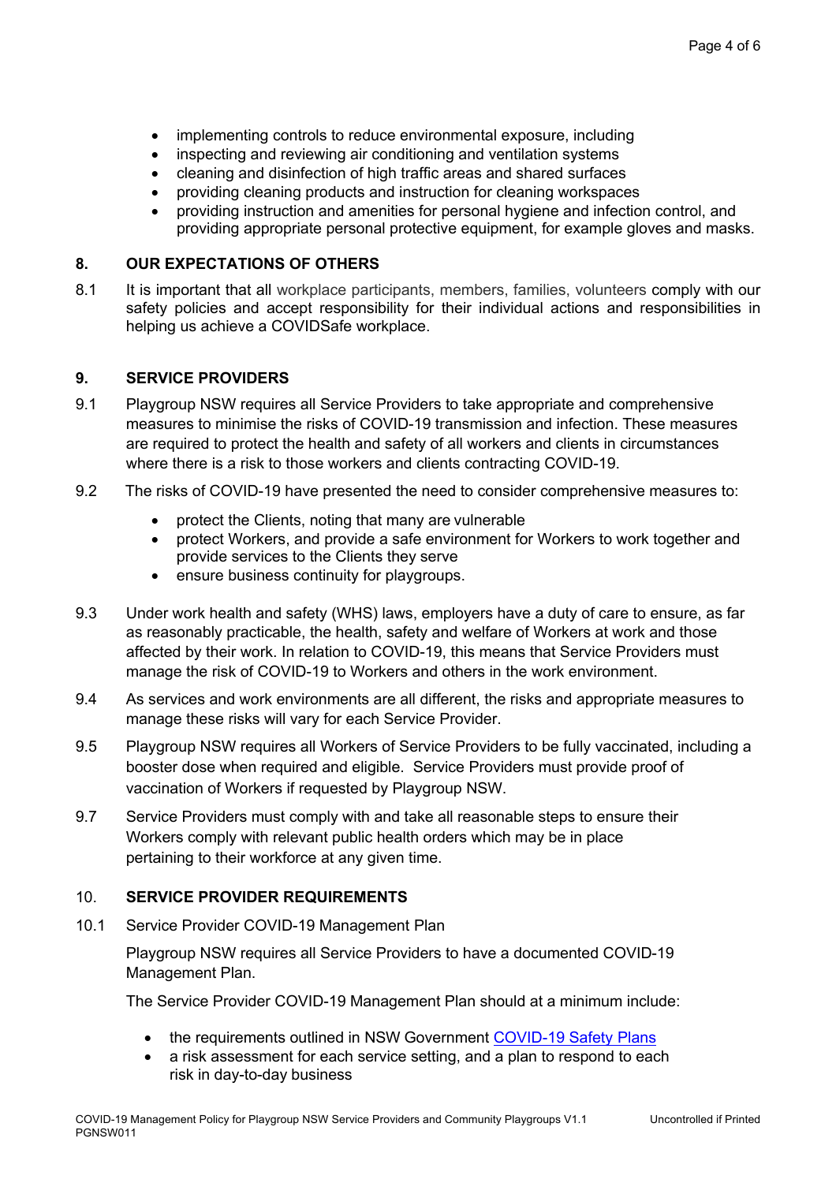- implementing controls to reduce environmental exposure, including
- inspecting and reviewing air conditioning and ventilation systems
- cleaning and disinfection of high traffic areas and shared surfaces
- providing cleaning products and instruction for cleaning workspaces
- providing instruction and amenities for personal hygiene and infection control, and providing appropriate personal protective equipment, for example gloves and masks.

## 8. OUR EXPECTATIONS OF OTHERS

8.1 It is important that all workplace participants, members, families, volunteers comply with our safety policies and accept responsibility for their individual actions and responsibilities in helping us achieve a COVIDSafe workplace.

## 9. SERVICE PROVIDERS

9.1 Playgroup NSW requires all Service Providers to take appropriate and comprehensive measures to minimise the risks of COVID-19 transmission and infection. These measures are required to protect the health and safety of all workers and clients in circumstances where there is a risk to those workers and clients contracting COVID-19.

9.2 The risks of COVID-19 have presented the need to consider comprehensive measures to:

- protect the Clients, noting that many are vulnerable
- protect Workers, and provide a safe environment for Workers to work together and provide services to the Clients they serve
- ensure business continuity for playgroups.

9.3 Under work health and safety (WHS) laws, employers have a duty of care to ensure, as far as reasonably practicable, the health, safety and welfare of Workers at work and those affected by their work. In relation to COVID-19, this means that Service Providers must manage the risk of COVID-19 to Workers and others in the work environment.

9.4 As services and work environments are all different, the risks and appropriate measures to manage these risks will vary for each Service Provider.

9.5 Playgroup NSW requires all Workers of Service Providers to be fully vaccinated, including a booster dose when required and eligible. Service Providers must provide proof of vaccination of Workers if requested by Playgroup NSW.

9.7 Service Providers must comply with and take all reasonable steps to ensure their Workers comply with relevant public health orders which may be in place pertaining to their workforce at any given time.

## 10. SERVICE PROVIDER REQUIREMENTS

10.1 Service Provider COVID-19 Management Plan

Playgroup NSW requires all Service Providers to have a documented COVID-19 Management Plan.

The Service Provider COVID-19 Management Plan should at a minimum include:

- the requirements outlined in NSW Government [COVID-19 Safety Plans]
- a risk assessment for each service setting, and a plan to respond to each risk in day-to-day business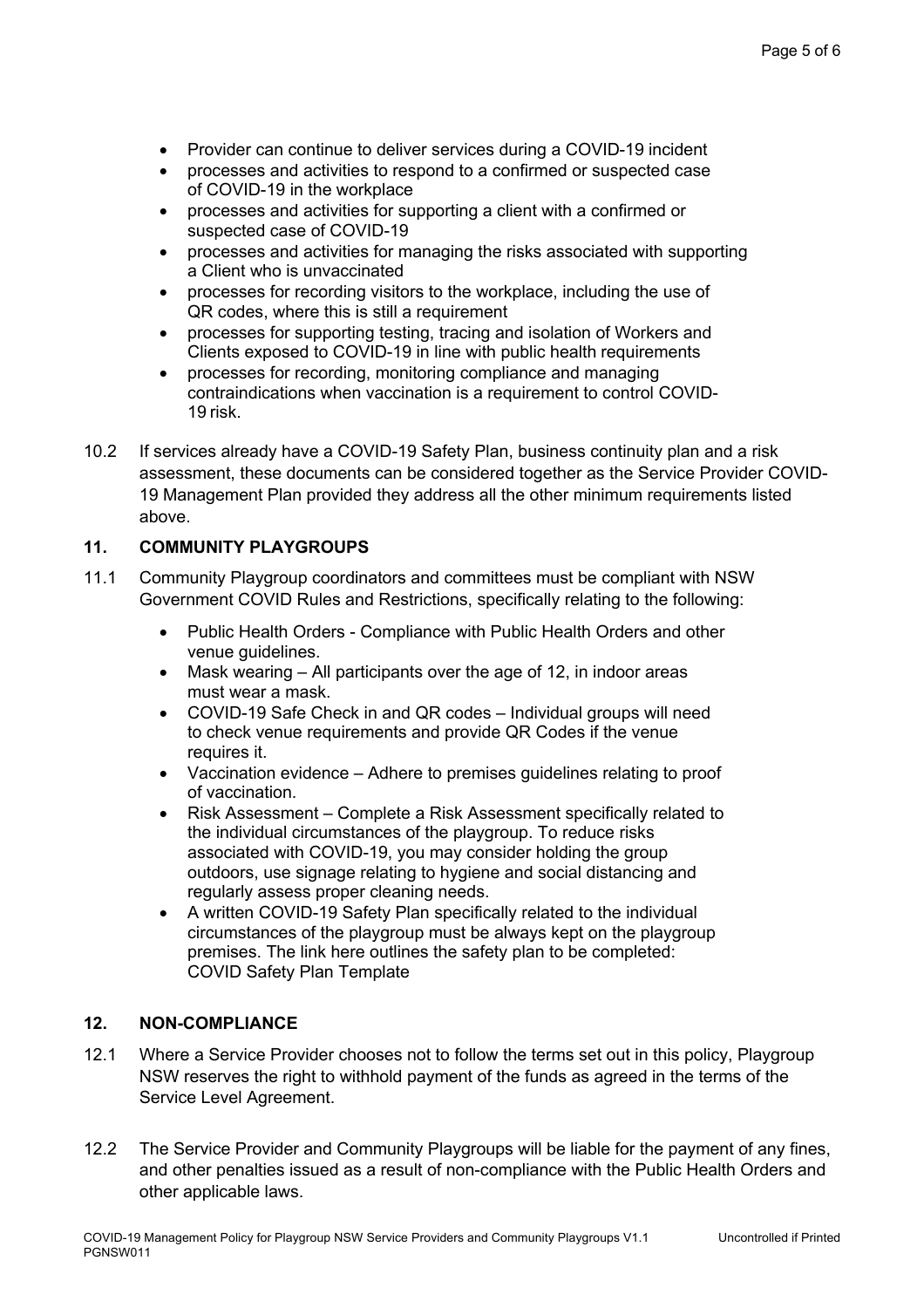- Provider can continue to deliver services during a COVID-19 incident
- processes and activities to respond to a confirmed or suspected case of COVID-19 in the workplace
- processes and activities for supporting a client with a confirmed or suspected case of COVID-19
- processes and activities for managing the risks associated with supporting a Client who is unvaccinated
- processes for recording visitors to the workplace, including the use of QR codes, where this is still a requirement
- processes for supporting testing, tracing and isolation of Workers and Clients exposed to COVID-19 in line with public health requirements
- processes for recording, monitoring compliance and managing contraindications when vaccination is a requirement to control COVID-19 risk.

10.2 If services already have a COVID-19 Safety Plan, business continuity plan and a risk assessment, these documents can be considered together as the Service Provider COVID-19 Management Plan provided they address all the other minimum requirements listed above.

## 11. COMMUNITY PLAYGROUPS

11.1 Community Playgroup coordinators and committees must be compliant with NSW Government COVID Rules and Restrictions, specifically relating to the following:

- Public Health Orders - Compliance with Public Health Orders and other venue guidelines.
- Mask wearing – All participants over the age of 12, in indoor areas must wear a mask.
- COVID-19 Safe Check in and QR codes – Individual groups will need to check venue requirements and provide QR Codes if the venue requires it.
- Vaccination evidence – Adhere to premises guidelines relating to proof of vaccination.
- Risk Assessment – Complete a Risk Assessment specifically related to the individual circumstances of the playgroup. To reduce risks associated with COVID-19, you may consider holding the group outdoors, use signage relating to hygiene and social distancing and regularly assess proper cleaning needs.
- A written COVID-19 Safety Plan specifically related to the individual circumstances of the playgroup must be always kept on the playgroup premises. The link here outlines the safety plan to be completed: COVID Safety Plan Template

## 12. NON-COMPLIANCE

12.1 Where a Service Provider chooses not to follow the terms set out in this policy, Playgroup NSW reserves the right to withhold payment of the funds as agreed in the terms of the Service Level Agreement.

12.2 The Service Provider and Community Playgroups will be liable for the payment of any fines, and other penalties issued as a result of non-compliance with the Public Health Orders and other applicable laws.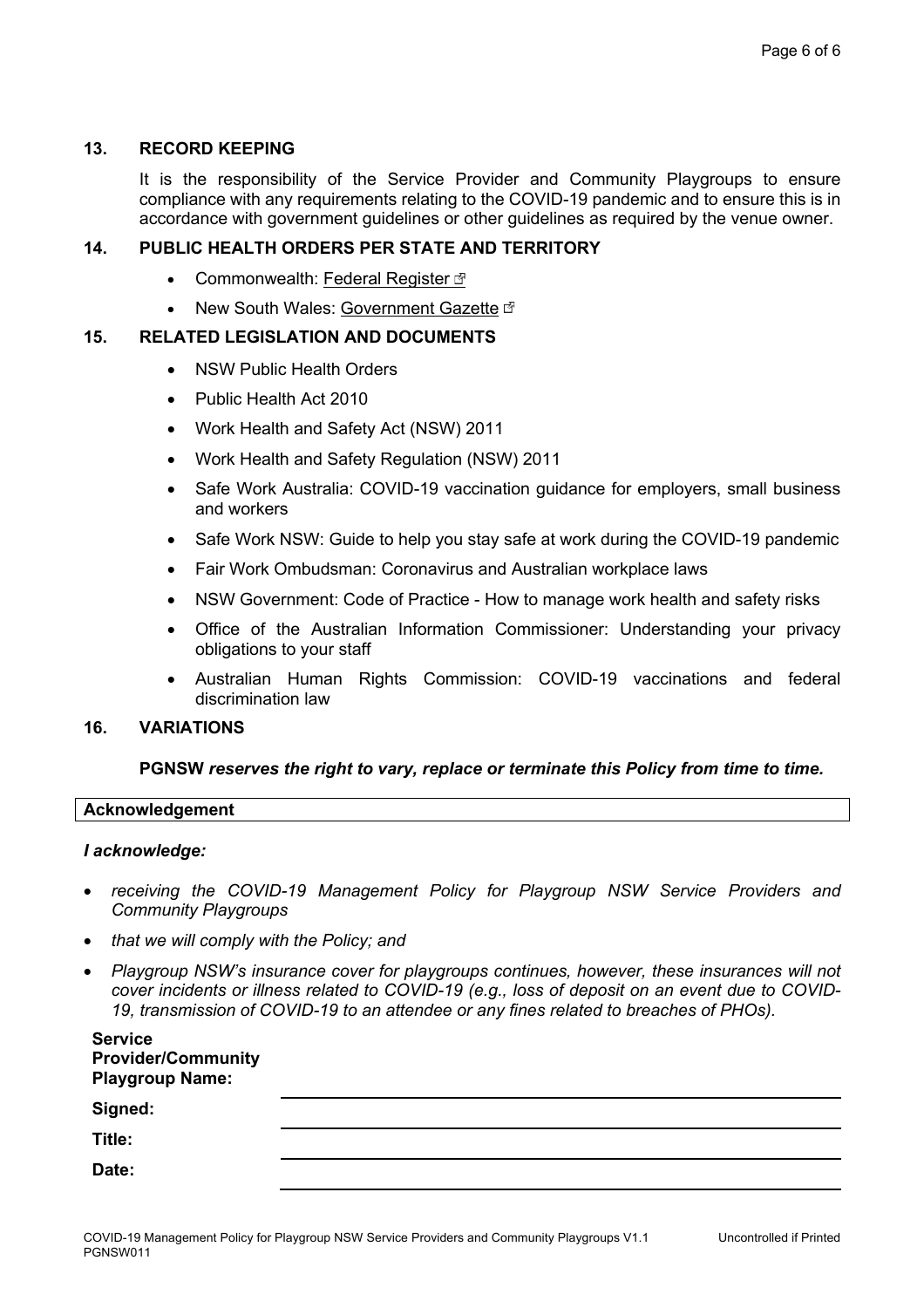## 13. RECORD KEEPING

It is the responsibility of the Service Provider and Community Playgroups to ensure compliance with any requirements relating to the COVID-19 pandemic and to ensure this is in accordance with government guidelines or other guidelines as required by the venue owner.

## 14. PUBLIC HEALTH ORDERS PER STATE AND TERRITORY

- Commonwealth: Federal Register
- New South Wales: Government Gazette

## 15. RELATED LEGISLATION AND DOCUMENTS

- NSW Public Health Orders
- Public Health Act 2010
- Work Health and Safety Act (NSW) 2011
- Work Health and Safety Regulation (NSW) 2011
- Safe Work Australia: COVID-19 vaccination guidance for employers, small business and workers
- Safe Work NSW: Guide to help you stay safe at work during the COVID-19 pandemic
- Fair Work Ombudsman: Coronavirus and Australian workplace laws
- NSW Government: Code of Practice - How to manage work health and safety risks
- Office of the Australian Information Commissioner: Understanding your privacy obligations to your staff
- Australian Human Rights Commission: COVID-19 vaccinations and federal discrimination law

## 16. VARIATIONS

**PGNSW** ***reserves the right to vary, replace or terminate this Policy from time to time.***

| **Acknowledgement** |
|---|

***I acknowledge:***

- *receiving the COVID-19 Management Policy for Playgroup NSW Service Providers and Community Playgroups*
- *that we will comply with the Policy; and*
- *Playgroup NSW's insurance cover for playgroups continues, however, these insurances will not cover incidents or illness related to COVID-19 (e.g., loss of deposit on an event due to COVID-19, transmission of COVID-19 to an attendee or any fines related to breaches of PHOs).*

**Service Provider/Community Playgroup Name:** \_\_\_\_\_\_\_\_\_\_\_\_\_\_\_\_\_\_\_\_

**Signed:** \_\_\_\_\_\_\_\_\_\_\_\_\_\_\_\_\_\_\_\_

**Title:** \_\_\_\_\_\_\_\_\_\_\_\_\_\_\_\_\_\_\_\_

**Date:** \_\_\_\_\_\_\_\_\_\_\_\_\_\_\_\_\_\_\_\_